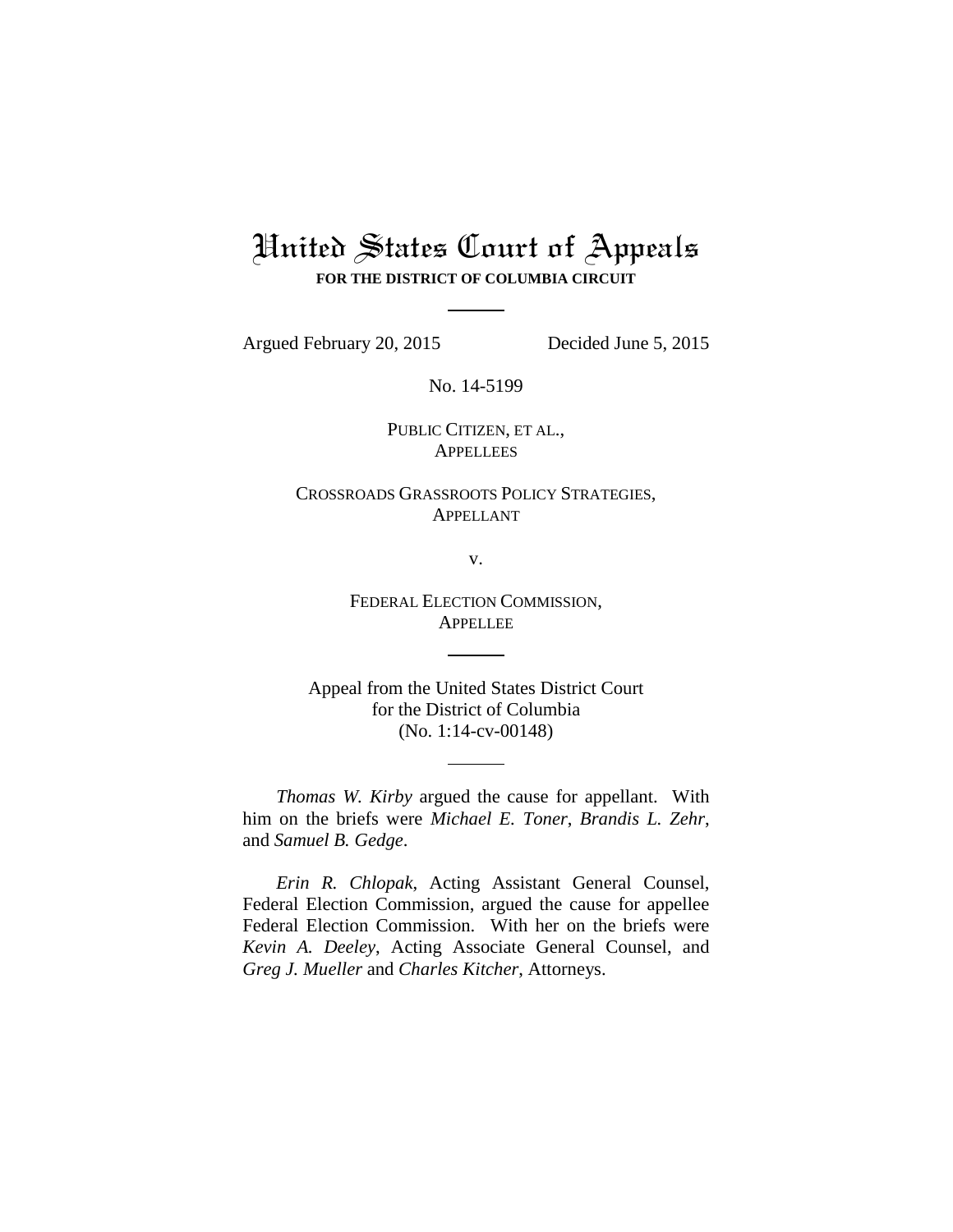# United States Court of Appeals

**FOR THE DISTRICT OF COLUMBIA CIRCUIT**

---

Argued February 20, 2015 Decided June 5, 2015

No. 14-5199

PUBLIC CITIZEN, ET AL.,
APPELLEES

CROSSROADS GRASSROOTS POLICY STRATEGIES,
APPELLANT

v.

FEDERAL ELECTION COMMISSION,
APPELLEE

---

Appeal from the United States District Court
for the District of Columbia
(No. 1:14-cv-00148)

---

*Thomas W. Kirby* argued the cause for appellant. With him on the briefs were *Michael E. Toner*, *Brandis L. Zehr*, and *Samuel B. Gedge*.

*Erin R. Chlopak*, Acting Assistant General Counsel, Federal Election Commission, argued the cause for appellee Federal Election Commission. With her on the briefs were *Kevin A. Deeley*, Acting Associate General Counsel, and *Greg J. Mueller* and *Charles Kitcher*, Attorneys.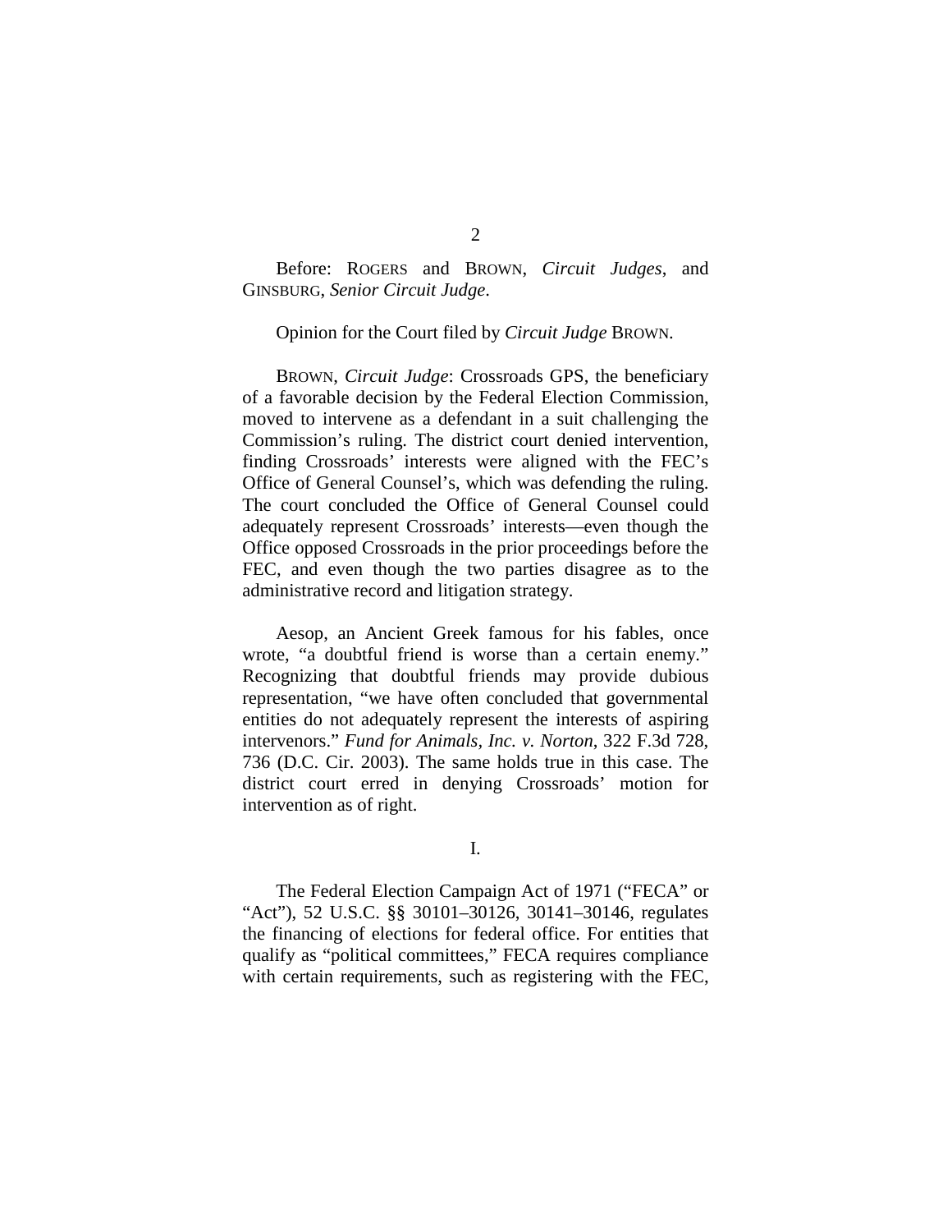Before: ROGERS and BROWN, *Circuit Judges*, and GINSBURG, *Senior Circuit Judge*.

Opinion for the Court filed by *Circuit Judge* BROWN.

BROWN, *Circuit Judge*: Crossroads GPS, the beneficiary of a favorable decision by the Federal Election Commission, moved to intervene as a defendant in a suit challenging the Commission's ruling. The district court denied intervention, finding Crossroads' interests were aligned with the FEC's Office of General Counsel's, which was defending the ruling. The court concluded the Office of General Counsel could adequately represent Crossroads' interests—even though the Office opposed Crossroads in the prior proceedings before the FEC, and even though the two parties disagree as to the administrative record and litigation strategy.

Aesop, an Ancient Greek famous for his fables, once wrote, "a doubtful friend is worse than a certain enemy." Recognizing that doubtful friends may provide dubious representation, "we have often concluded that governmental entities do not adequately represent the interests of aspiring intervenors." *Fund for Animals, Inc. v. Norton*, 322 F.3d 728, 736 (D.C. Cir. 2003). The same holds true in this case. The district court erred in denying Crossroads' motion for intervention as of right.

I.

The Federal Election Campaign Act of 1971 ("FECA" or "Act"), 52 U.S.C. §§ 30101–30126, 30141–30146, regulates the financing of elections for federal office. For entities that qualify as "political committees," FECA requires compliance with certain requirements, such as registering with the FEC,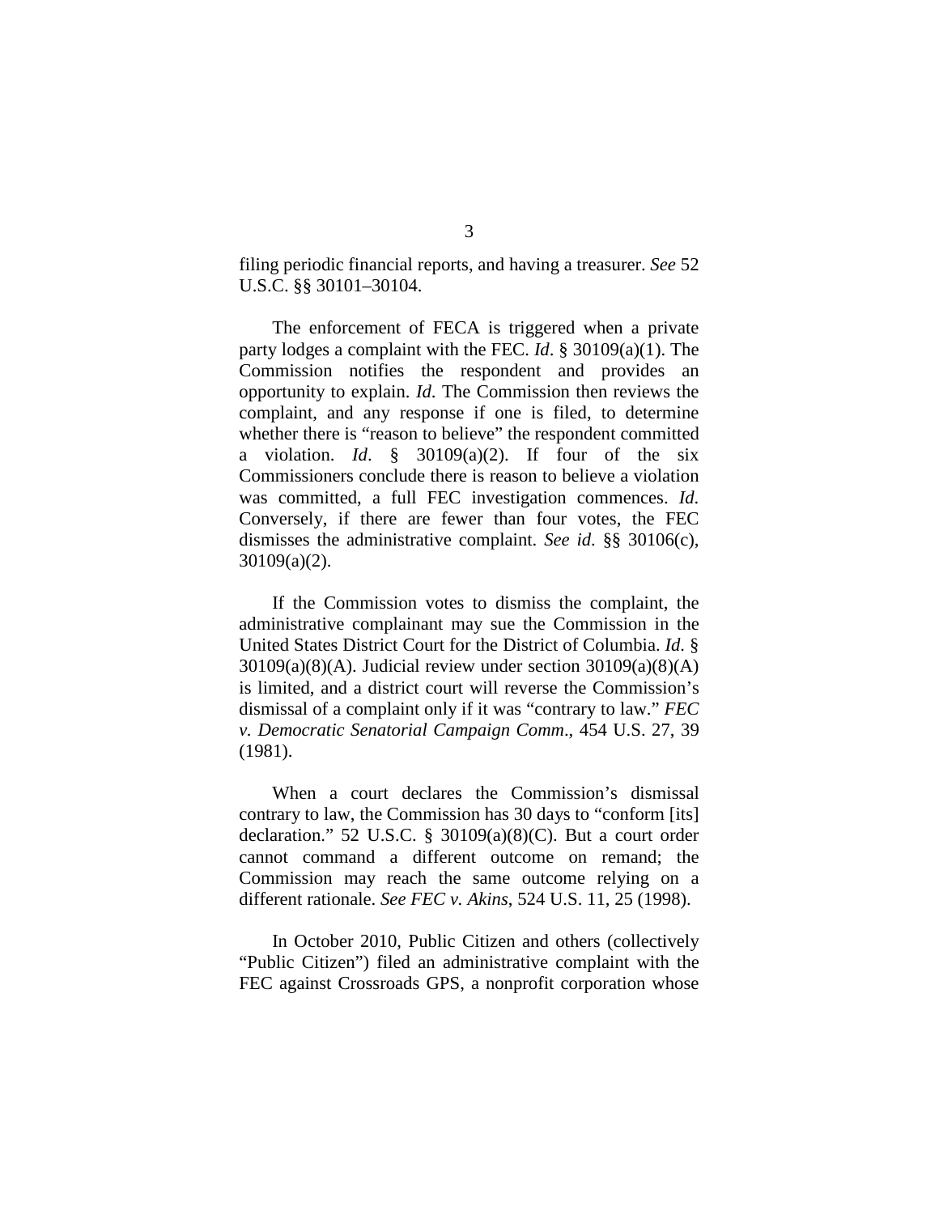filing periodic financial reports, and having a treasurer. *See* 52 U.S.C. §§ 30101–30104.

The enforcement of FECA is triggered when a private party lodges a complaint with the FEC. *Id*. § 30109(a)(1). The Commission notifies the respondent and provides an opportunity to explain. *Id*. The Commission then reviews the complaint, and any response if one is filed, to determine whether there is "reason to believe" the respondent committed a violation. *Id*. § 30109(a)(2). If four of the six Commissioners conclude there is reason to believe a violation was committed, a full FEC investigation commences. *Id*. Conversely, if there are fewer than four votes, the FEC dismisses the administrative complaint. *See id*. §§ 30106(c), 30109(a)(2).

If the Commission votes to dismiss the complaint, the administrative complainant may sue the Commission in the United States District Court for the District of Columbia. *Id*. § 30109(a)(8)(A). Judicial review under section 30109(a)(8)(A) is limited, and a district court will reverse the Commission's dismissal of a complaint only if it was "contrary to law." *FEC v. Democratic Senatorial Campaign Comm*., 454 U.S. 27, 39 (1981).

When a court declares the Commission's dismissal contrary to law, the Commission has 30 days to "conform [its] declaration." 52 U.S.C. § 30109(a)(8)(C). But a court order cannot command a different outcome on remand; the Commission may reach the same outcome relying on a different rationale. *See FEC v. Akins*, 524 U.S. 11, 25 (1998).

In October 2010, Public Citizen and others (collectively "Public Citizen") filed an administrative complaint with the FEC against Crossroads GPS, a nonprofit corporation whose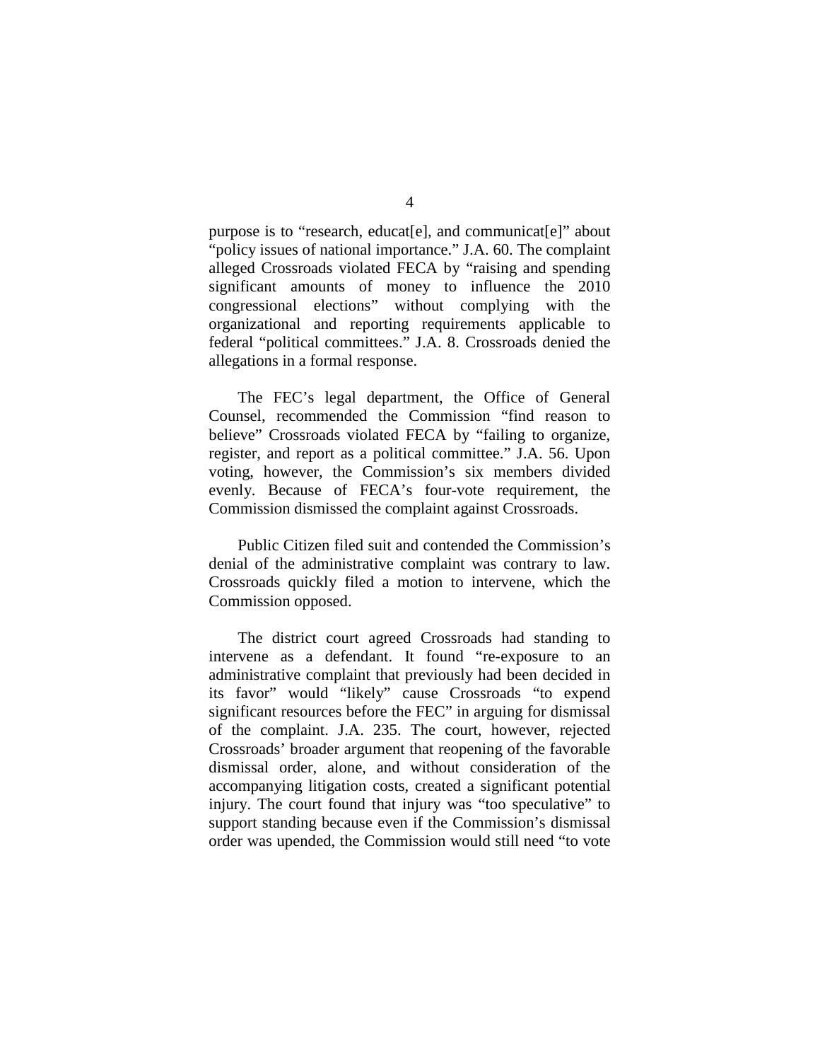purpose is to "research, educat[e], and communicat[e]" about "policy issues of national importance." J.A. 60. The complaint alleged Crossroads violated FECA by "raising and spending significant amounts of money to influence the 2010 congressional elections" without complying with the organizational and reporting requirements applicable to federal "political committees." J.A. 8. Crossroads denied the allegations in a formal response.

The FEC's legal department, the Office of General Counsel, recommended the Commission "find reason to believe" Crossroads violated FECA by "failing to organize, register, and report as a political committee." J.A. 56. Upon voting, however, the Commission's six members divided evenly. Because of FECA's four-vote requirement, the Commission dismissed the complaint against Crossroads.

Public Citizen filed suit and contended the Commission's denial of the administrative complaint was contrary to law. Crossroads quickly filed a motion to intervene, which the Commission opposed.

The district court agreed Crossroads had standing to intervene as a defendant. It found "re-exposure to an administrative complaint that previously had been decided in its favor" would "likely" cause Crossroads "to expend significant resources before the FEC" in arguing for dismissal of the complaint. J.A. 235. The court, however, rejected Crossroads' broader argument that reopening of the favorable dismissal order, alone, and without consideration of the accompanying litigation costs, created a significant potential injury. The court found that injury was "too speculative" to support standing because even if the Commission's dismissal order was upended, the Commission would still need "to vote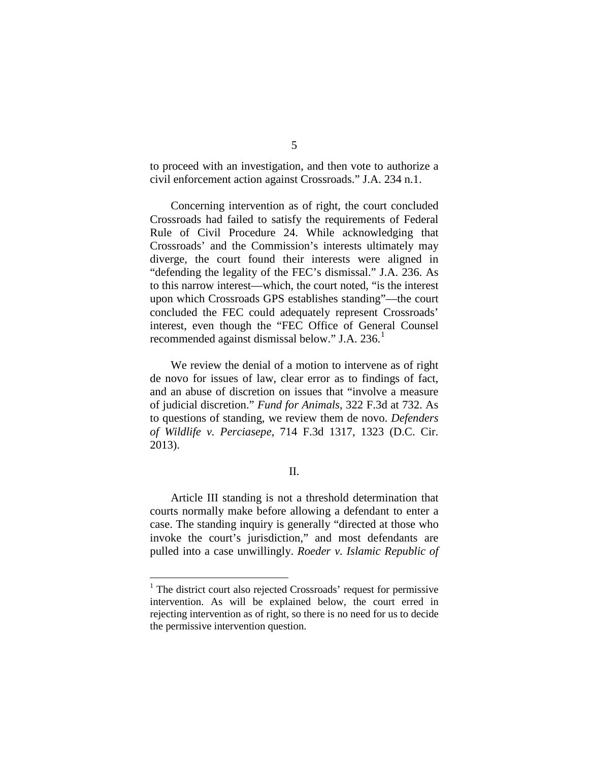to proceed with an investigation, and then vote to authorize a civil enforcement action against Crossroads." J.A. 234 n.1.

Concerning intervention as of right, the court concluded Crossroads had failed to satisfy the requirements of Federal Rule of Civil Procedure 24. While acknowledging that Crossroads' and the Commission's interests ultimately may diverge, the court found their interests were aligned in "defending the legality of the FEC's dismissal." J.A. 236. As to this narrow interest—which, the court noted, "is the interest upon which Crossroads GPS establishes standing"—the court concluded the FEC could adequately represent Crossroads' interest, even though the "FEC Office of General Counsel recommended against dismissal below." J.A. 236.[1]

We review the denial of a motion to intervene as of right de novo for issues of law, clear error as to findings of fact, and an abuse of discretion on issues that "involve a measure of judicial discretion." *Fund for Animals*, 322 F.3d at 732. As to questions of standing, we review them de novo. *Defenders of Wildlife v. Perciasepe*, 714 F.3d 1317, 1323 (D.C. Cir. 2013).

## II.

Article III standing is not a threshold determination that courts normally make before allowing a defendant to enter a case. The standing inquiry is generally "directed at those who invoke the court's jurisdiction," and most defendants are pulled into a case unwillingly. *Roeder v. Islamic Republic of*

---

[1] The district court also rejected Crossroads' request for permissive intervention. As will be explained below, the court erred in rejecting intervention as of right, so there is no need for us to decide the permissive intervention question.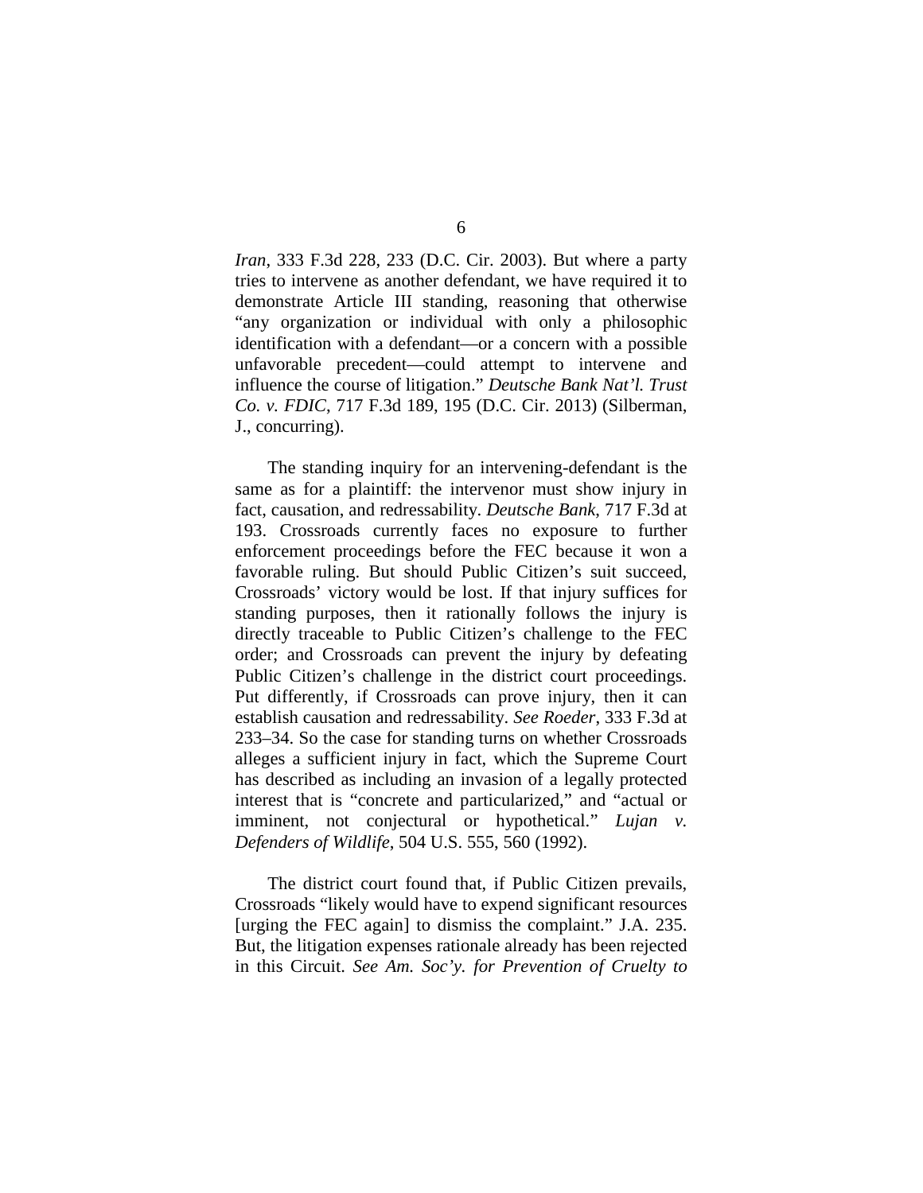*Iran*, 333 F.3d 228, 233 (D.C. Cir. 2003). But where a party tries to intervene as another defendant, we have required it to demonstrate Article III standing, reasoning that otherwise "any organization or individual with only a philosophic identification with a defendant—or a concern with a possible unfavorable precedent—could attempt to intervene and influence the course of litigation." *Deutsche Bank Nat'l. Trust Co. v. FDIC*, 717 F.3d 189, 195 (D.C. Cir. 2013) (Silberman, J., concurring).

The standing inquiry for an intervening-defendant is the same as for a plaintiff: the intervenor must show injury in fact, causation, and redressability. *Deutsche Bank*, 717 F.3d at 193. Crossroads currently faces no exposure to further enforcement proceedings before the FEC because it won a favorable ruling. But should Public Citizen's suit succeed, Crossroads' victory would be lost. If that injury suffices for standing purposes, then it rationally follows the injury is directly traceable to Public Citizen's challenge to the FEC order; and Crossroads can prevent the injury by defeating Public Citizen's challenge in the district court proceedings. Put differently, if Crossroads can prove injury, then it can establish causation and redressability. *See Roeder*, 333 F.3d at 233–34. So the case for standing turns on whether Crossroads alleges a sufficient injury in fact, which the Supreme Court has described as including an invasion of a legally protected interest that is "concrete and particularized," and "actual or imminent, not conjectural or hypothetical." *Lujan v. Defenders of Wildlife*, 504 U.S. 555, 560 (1992).

The district court found that, if Public Citizen prevails, Crossroads "likely would have to expend significant resources [urging the FEC again] to dismiss the complaint." J.A. 235. But, the litigation expenses rationale already has been rejected in this Circuit. *See Am. Soc'y. for Prevention of Cruelty to*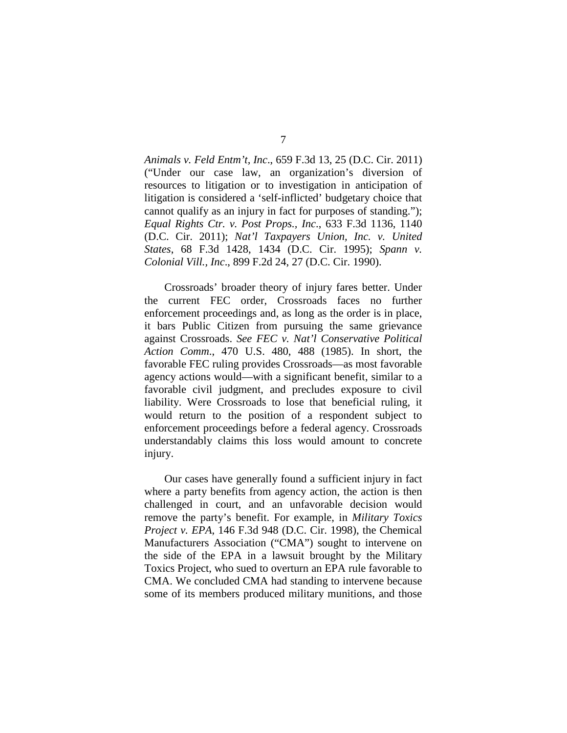*Animals v. Feld Entm't, Inc*., 659 F.3d 13, 25 (D.C. Cir. 2011) ("Under our case law, an organization's diversion of resources to litigation or to investigation in anticipation of litigation is considered a 'self-inflicted' budgetary choice that cannot qualify as an injury in fact for purposes of standing."); *Equal Rights Ctr. v. Post Props., Inc*., 633 F.3d 1136, 1140 (D.C. Cir. 2011); *Nat'l Taxpayers Union, Inc. v. United States*, 68 F.3d 1428, 1434 (D.C. Cir. 1995); *Spann v. Colonial Vill., Inc*., 899 F.2d 24, 27 (D.C. Cir. 1990).

Crossroads' broader theory of injury fares better. Under the current FEC order, Crossroads faces no further enforcement proceedings and, as long as the order is in place, it bars Public Citizen from pursuing the same grievance against Crossroads. *See FEC v. Nat'l Conservative Political Action Comm*., 470 U.S. 480, 488 (1985). In short, the favorable FEC ruling provides Crossroads—as most favorable agency actions would—with a significant benefit, similar to a favorable civil judgment, and precludes exposure to civil liability. Were Crossroads to lose that beneficial ruling, it would return to the position of a respondent subject to enforcement proceedings before a federal agency. Crossroads understandably claims this loss would amount to concrete injury.

Our cases have generally found a sufficient injury in fact where a party benefits from agency action, the action is then challenged in court, and an unfavorable decision would remove the party's benefit. For example, in *Military Toxics Project v. EPA*, 146 F.3d 948 (D.C. Cir. 1998), the Chemical Manufacturers Association ("CMA") sought to intervene on the side of the EPA in a lawsuit brought by the Military Toxics Project, who sued to overturn an EPA rule favorable to CMA. We concluded CMA had standing to intervene because some of its members produced military munitions, and those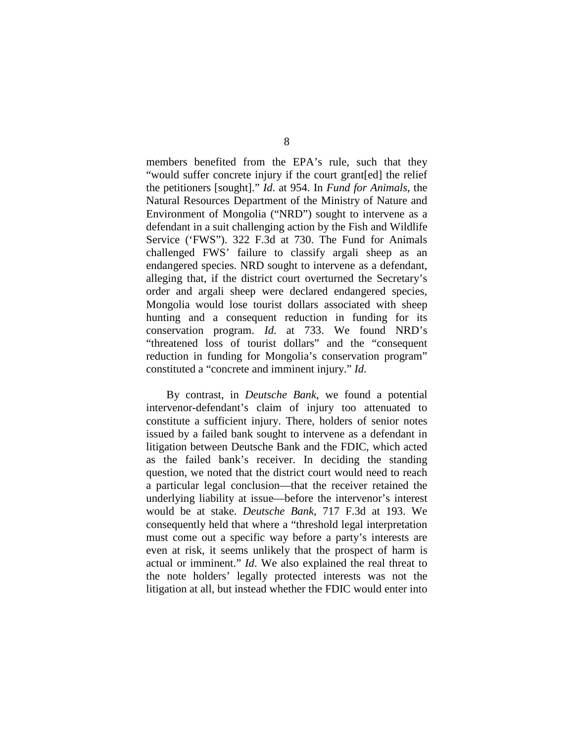members benefited from the EPA's rule, such that they "would suffer concrete injury if the court grant[ed] the relief the petitioners [sought]." *Id*. at 954. In *Fund for Animals*, the Natural Resources Department of the Ministry of Nature and Environment of Mongolia ("NRD") sought to intervene as a defendant in a suit challenging action by the Fish and Wildlife Service ('FWS"). 322 F.3d at 730. The Fund for Animals challenged FWS' failure to classify argali sheep as an endangered species. NRD sought to intervene as a defendant, alleging that, if the district court overturned the Secretary's order and argali sheep were declared endangered species, Mongolia would lose tourist dollars associated with sheep hunting and a consequent reduction in funding for its conservation program. *Id*. at 733. We found NRD's "threatened loss of tourist dollars" and the "consequent reduction in funding for Mongolia's conservation program" constituted a "concrete and imminent injury." *Id*.

By contrast, in *Deutsche Bank*, we found a potential intervenor-defendant's claim of injury too attenuated to constitute a sufficient injury. There, holders of senior notes issued by a failed bank sought to intervene as a defendant in litigation between Deutsche Bank and the FDIC, which acted as the failed bank's receiver. In deciding the standing question, we noted that the district court would need to reach a particular legal conclusion—that the receiver retained the underlying liability at issue—before the intervenor's interest would be at stake. *Deutsche Bank*, 717 F.3d at 193. We consequently held that where a "threshold legal interpretation must come out a specific way before a party's interests are even at risk, it seems unlikely that the prospect of harm is actual or imminent." *Id*. We also explained the real threat to the note holders' legally protected interests was not the litigation at all, but instead whether the FDIC would enter into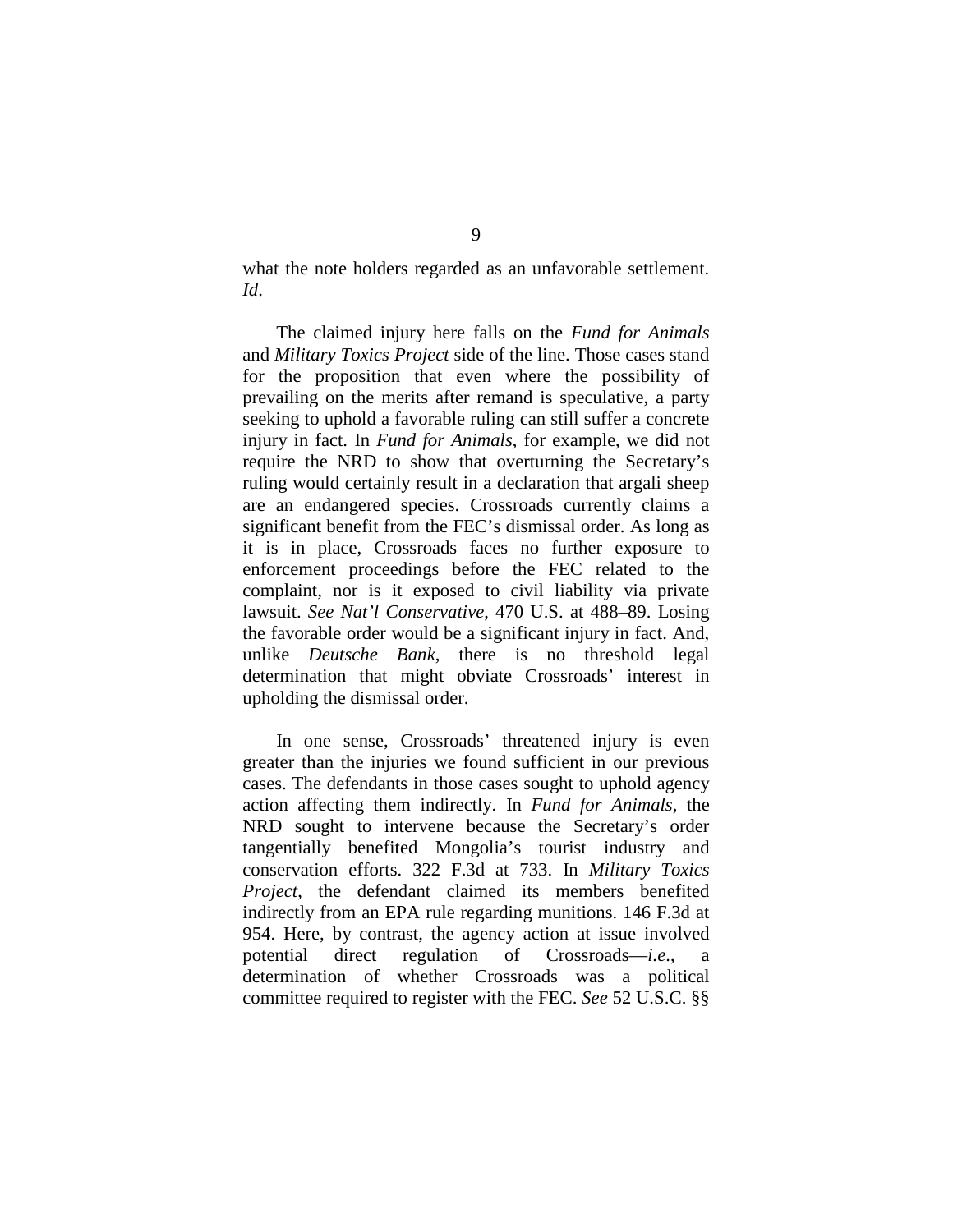what the note holders regarded as an unfavorable settlement. *Id*.

The claimed injury here falls on the *Fund for Animals* and *Military Toxics Project* side of the line. Those cases stand for the proposition that even where the possibility of prevailing on the merits after remand is speculative, a party seeking to uphold a favorable ruling can still suffer a concrete injury in fact. In *Fund for Animals*, for example, we did not require the NRD to show that overturning the Secretary's ruling would certainly result in a declaration that argali sheep are an endangered species. Crossroads currently claims a significant benefit from the FEC's dismissal order. As long as it is in place, Crossroads faces no further exposure to enforcement proceedings before the FEC related to the complaint, nor is it exposed to civil liability via private lawsuit. *See Nat'l Conservative*, 470 U.S. at 488–89. Losing the favorable order would be a significant injury in fact. And, unlike *Deutsche Bank*, there is no threshold legal determination that might obviate Crossroads' interest in upholding the dismissal order.

In one sense, Crossroads' threatened injury is even greater than the injuries we found sufficient in our previous cases. The defendants in those cases sought to uphold agency action affecting them indirectly. In *Fund for Animals*, the NRD sought to intervene because the Secretary's order tangentially benefited Mongolia's tourist industry and conservation efforts. 322 F.3d at 733. In *Military Toxics Project*, the defendant claimed its members benefited indirectly from an EPA rule regarding munitions. 146 F.3d at 954. Here, by contrast, the agency action at issue involved potential direct regulation of Crossroads—*i.e*., a determination of whether Crossroads was a political committee required to register with the FEC. *See* 52 U.S.C. §§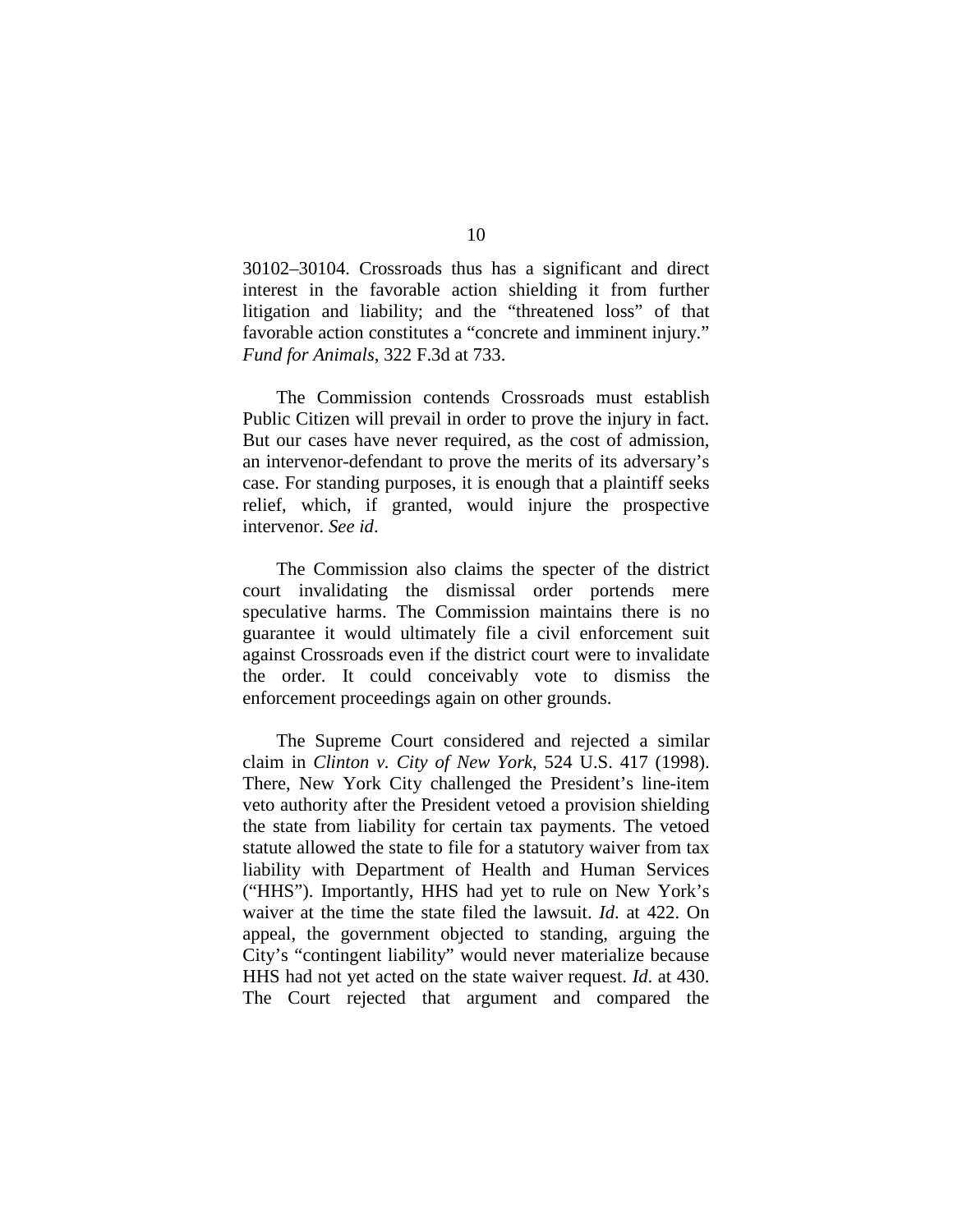30102–30104. Crossroads thus has a significant and direct interest in the favorable action shielding it from further litigation and liability; and the "threatened loss" of that favorable action constitutes a "concrete and imminent injury." *Fund for Animals*, 322 F.3d at 733.

The Commission contends Crossroads must establish Public Citizen will prevail in order to prove the injury in fact. But our cases have never required, as the cost of admission, an intervenor-defendant to prove the merits of its adversary's case. For standing purposes, it is enough that a plaintiff seeks relief, which, if granted, would injure the prospective intervenor. *See id*.

The Commission also claims the specter of the district court invalidating the dismissal order portends mere speculative harms. The Commission maintains there is no guarantee it would ultimately file a civil enforcement suit against Crossroads even if the district court were to invalidate the order. It could conceivably vote to dismiss the enforcement proceedings again on other grounds.

The Supreme Court considered and rejected a similar claim in *Clinton v. City of New York*, 524 U.S. 417 (1998). There, New York City challenged the President's line-item veto authority after the President vetoed a provision shielding the state from liability for certain tax payments. The vetoed statute allowed the state to file for a statutory waiver from tax liability with Department of Health and Human Services ("HHS"). Importantly, HHS had yet to rule on New York's waiver at the time the state filed the lawsuit. *Id*. at 422. On appeal, the government objected to standing, arguing the City's "contingent liability" would never materialize because HHS had not yet acted on the state waiver request. *Id*. at 430. The Court rejected that argument and compared the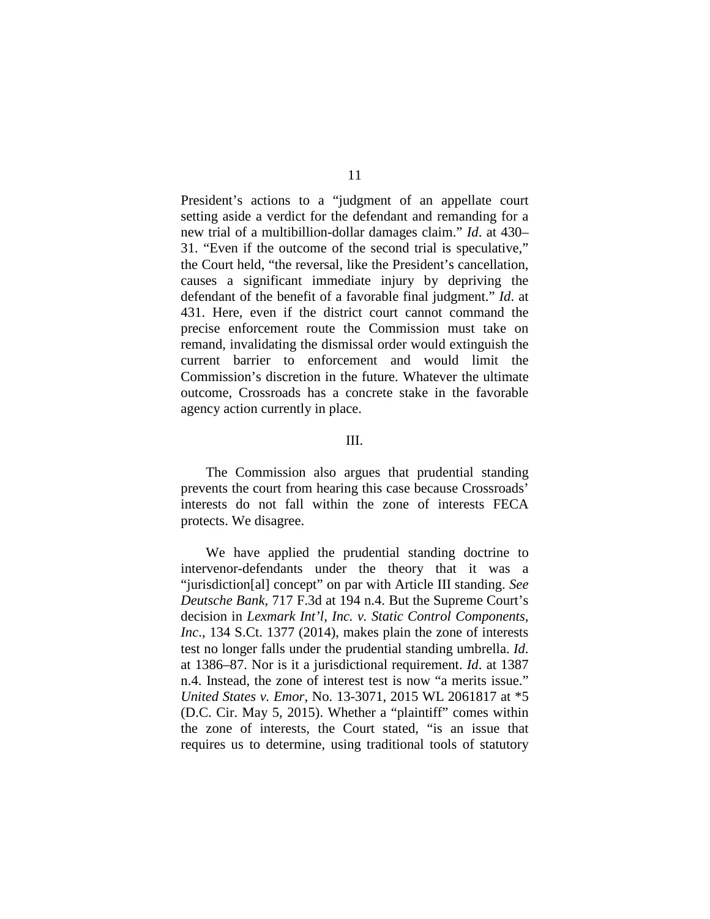President's actions to a "judgment of an appellate court setting aside a verdict for the defendant and remanding for a new trial of a multibillion-dollar damages claim." *Id*. at 430–31. "Even if the outcome of the second trial is speculative," the Court held, "the reversal, like the President's cancellation, causes a significant immediate injury by depriving the defendant of the benefit of a favorable final judgment." *Id*. at 431. Here, even if the district court cannot command the precise enforcement route the Commission must take on remand, invalidating the dismissal order would extinguish the current barrier to enforcement and would limit the Commission's discretion in the future. Whatever the ultimate outcome, Crossroads has a concrete stake in the favorable agency action currently in place.

## III.

The Commission also argues that prudential standing prevents the court from hearing this case because Crossroads' interests do not fall within the zone of interests FECA protects. We disagree.

We have applied the prudential standing doctrine to intervenor-defendants under the theory that it was a "jurisdiction[al] concept" on par with Article III standing. *See Deutsche Bank*, 717 F.3d at 194 n.4. But the Supreme Court's decision in *Lexmark Int'l, Inc. v. Static Control Components, Inc*., 134 S.Ct. 1377 (2014), makes plain the zone of interests test no longer falls under the prudential standing umbrella. *Id*. at 1386–87. Nor is it a jurisdictional requirement. *Id*. at 1387 n.4. Instead, the zone of interest test is now "a merits issue." *United States v. Emor*, No. 13-3071, 2015 WL 2061817 at *5 (D.C. Cir. May 5, 2015). Whether a "plaintiff" comes within the zone of interests, the Court stated, "is an issue that requires us to determine, using traditional tools of statutory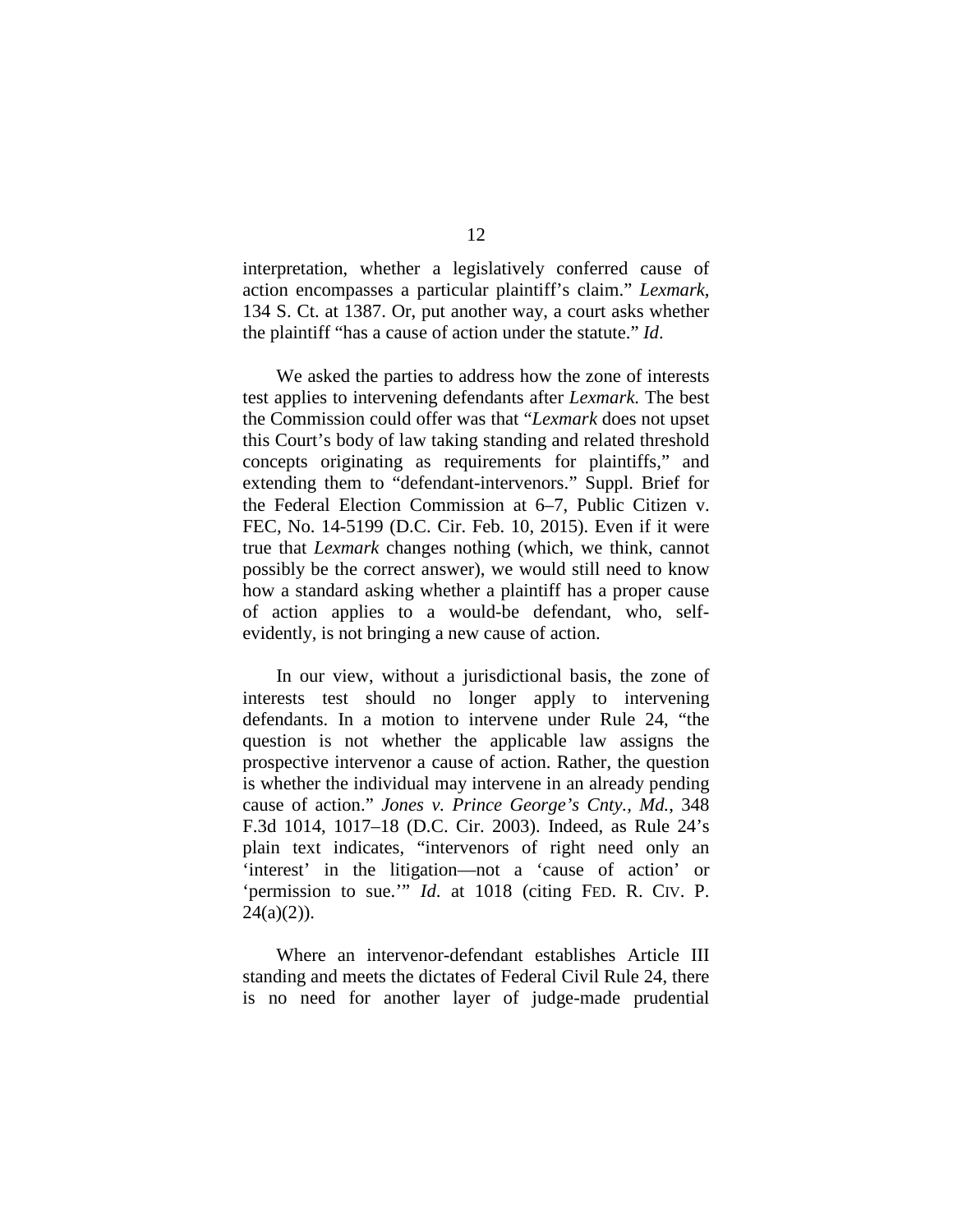interpretation, whether a legislatively conferred cause of action encompasses a particular plaintiff's claim." *Lexmark*, 134 S. Ct. at 1387. Or, put another way, a court asks whether the plaintiff "has a cause of action under the statute." *Id*.

We asked the parties to address how the zone of interests test applies to intervening defendants after *Lexmark*. The best the Commission could offer was that "*Lexmark* does not upset this Court's body of law taking standing and related threshold concepts originating as requirements for plaintiffs," and extending them to "defendant-intervenors." Suppl. Brief for the Federal Election Commission at 6–7, Public Citizen v. FEC, No. 14-5199 (D.C. Cir. Feb. 10, 2015). Even if it were true that *Lexmark* changes nothing (which, we think, cannot possibly be the correct answer), we would still need to know how a standard asking whether a plaintiff has a proper cause of action applies to a would-be defendant, who, self-evidently, is not bringing a new cause of action.

In our view, without a jurisdictional basis, the zone of interests test should no longer apply to intervening defendants. In a motion to intervene under Rule 24, "the question is not whether the applicable law assigns the prospective intervenor a cause of action. Rather, the question is whether the individual may intervene in an already pending cause of action." *Jones v. Prince George's Cnty., Md.*, 348 F.3d 1014, 1017–18 (D.C. Cir. 2003). Indeed, as Rule 24's plain text indicates, "intervenors of right need only an 'interest' in the litigation—not a 'cause of action' or 'permission to sue.'" *Id.* at 1018 (citing FED. R. CIV. P. 24(a)(2)).

Where an intervenor-defendant establishes Article III standing and meets the dictates of Federal Civil Rule 24, there is no need for another layer of judge-made prudential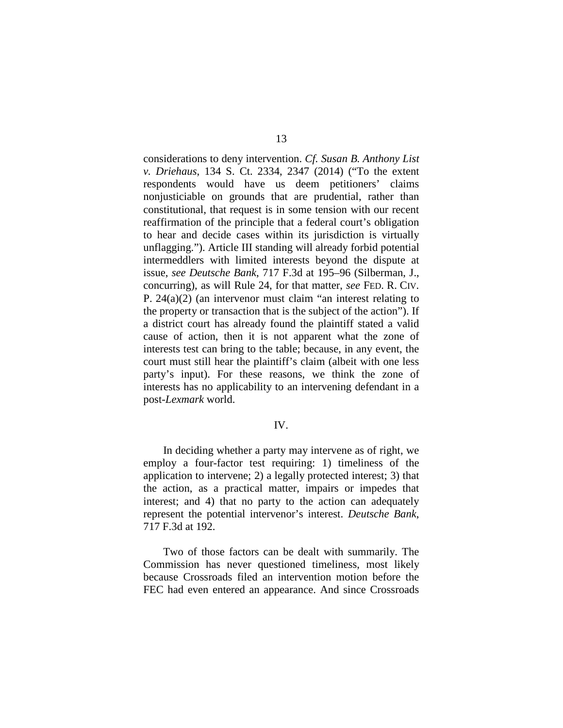considerations to deny intervention. *Cf. Susan B. Anthony List v. Driehaus*, 134 S. Ct. 2334, 2347 (2014) ("To the extent respondents would have us deem petitioners' claims nonjusticiable on grounds that are prudential, rather than constitutional, that request is in some tension with our recent reaffirmation of the principle that a federal court's obligation to hear and decide cases within its jurisdiction is virtually unflagging."). Article III standing will already forbid potential intermeddlers with limited interests beyond the dispute at issue, *see Deutsche Bank*, 717 F.3d at 195–96 (Silberman, J., concurring), as will Rule 24, for that matter, *see* FED. R. CIV. P. 24(a)(2) (an intervenor must claim "an interest relating to the property or transaction that is the subject of the action"). If a district court has already found the plaintiff stated a valid cause of action, then it is not apparent what the zone of interests test can bring to the table; because, in any event, the court must still hear the plaintiff's claim (albeit with one less party's input). For these reasons, we think the zone of interests has no applicability to an intervening defendant in a post-*Lexmark* world.

## IV.

In deciding whether a party may intervene as of right, we employ a four-factor test requiring: 1) timeliness of the application to intervene; 2) a legally protected interest; 3) that the action, as a practical matter, impairs or impedes that interest; and 4) that no party to the action can adequately represent the potential intervenor's interest. *Deutsche Bank*, 717 F.3d at 192.

Two of those factors can be dealt with summarily. The Commission has never questioned timeliness, most likely because Crossroads filed an intervention motion before the FEC had even entered an appearance. And since Crossroads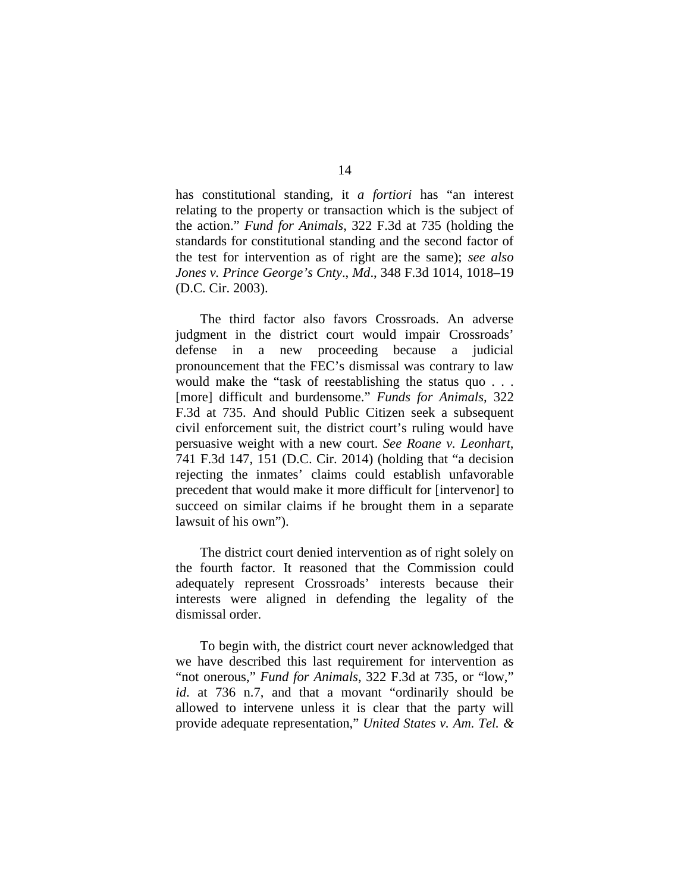has constitutional standing, it *a fortiori* has "an interest relating to the property or transaction which is the subject of the action." *Fund for Animals*, 322 F.3d at 735 (holding the standards for constitutional standing and the second factor of the test for intervention as of right are the same); *see also Jones v. Prince George's Cnty., Md.*, 348 F.3d 1014, 1018–19 (D.C. Cir. 2003).

The third factor also favors Crossroads. An adverse judgment in the district court would impair Crossroads' defense in a new proceeding because a judicial pronouncement that the FEC's dismissal was contrary to law would make the "task of reestablishing the status quo . . . [more] difficult and burdensome." *Funds for Animals*, 322 F.3d at 735. And should Public Citizen seek a subsequent civil enforcement suit, the district court's ruling would have persuasive weight with a new court. *See Roane v. Leonhart*, 741 F.3d 147, 151 (D.C. Cir. 2014) (holding that "a decision rejecting the inmates' claims could establish unfavorable precedent that would make it more difficult for [intervenor] to succeed on similar claims if he brought them in a separate lawsuit of his own").

The district court denied intervention as of right solely on the fourth factor. It reasoned that the Commission could adequately represent Crossroads' interests because their interests were aligned in defending the legality of the dismissal order.

To begin with, the district court never acknowledged that we have described this last requirement for intervention as "not onerous," *Fund for Animals*, 322 F.3d at 735, or "low," *id*. at 736 n.7, and that a movant "ordinarily should be allowed to intervene unless it is clear that the party will provide adequate representation," *United States v. Am. Tel. &*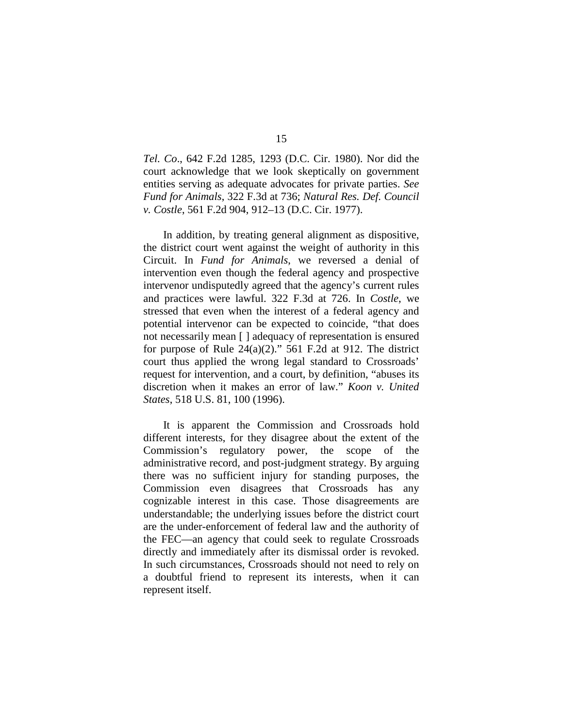*Tel. Co*., 642 F.2d 1285, 1293 (D.C. Cir. 1980). Nor did the court acknowledge that we look skeptically on government entities serving as adequate advocates for private parties. *See Fund for Animals*, 322 F.3d at 736; *Natural Res. Def. Council v. Costle*, 561 F.2d 904, 912–13 (D.C. Cir. 1977).

In addition, by treating general alignment as dispositive, the district court went against the weight of authority in this Circuit. In *Fund for Animals*, we reversed a denial of intervention even though the federal agency and prospective intervenor undisputedly agreed that the agency's current rules and practices were lawful. 322 F.3d at 726. In *Costle*, we stressed that even when the interest of a federal agency and potential intervenor can be expected to coincide, "that does not necessarily mean [ ] adequacy of representation is ensured for purpose of Rule 24(a)(2)." 561 F.2d at 912. The district court thus applied the wrong legal standard to Crossroads' request for intervention, and a court, by definition, "abuses its discretion when it makes an error of law." *Koon v. United States*, 518 U.S. 81, 100 (1996).

It is apparent the Commission and Crossroads hold different interests, for they disagree about the extent of the Commission's regulatory power, the scope of the administrative record, and post-judgment strategy. By arguing there was no sufficient injury for standing purposes, the Commission even disagrees that Crossroads has any cognizable interest in this case. Those disagreements are understandable; the underlying issues before the district court are the under-enforcement of federal law and the authority of the FEC—an agency that could seek to regulate Crossroads directly and immediately after its dismissal order is revoked. In such circumstances, Crossroads should not need to rely on a doubtful friend to represent its interests, when it can represent itself.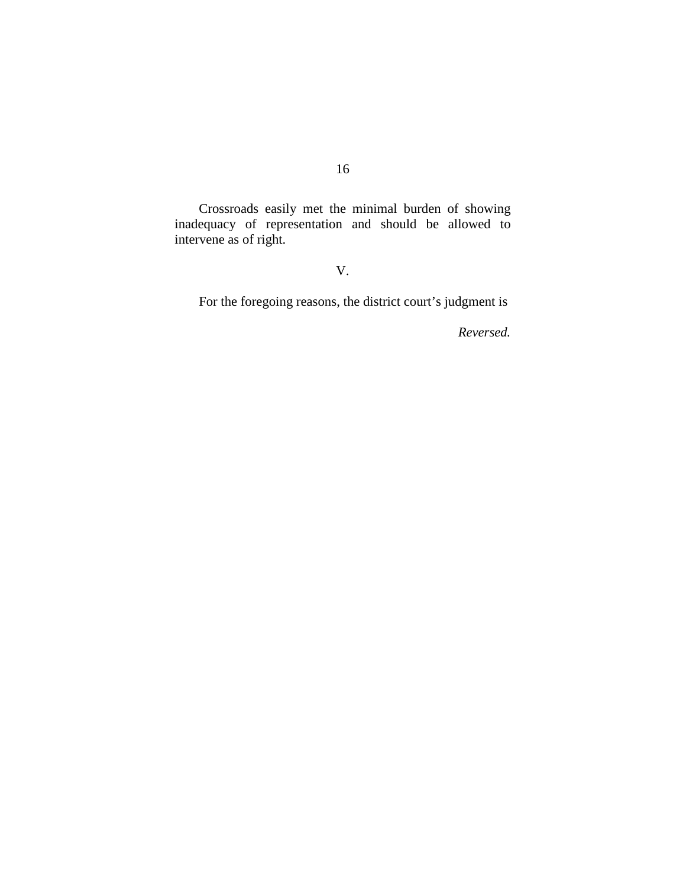Crossroads easily met the minimal burden of showing inadequacy of representation and should be allowed to intervene as of right.

V.

For the foregoing reasons, the district court's judgment is

*Reversed.*